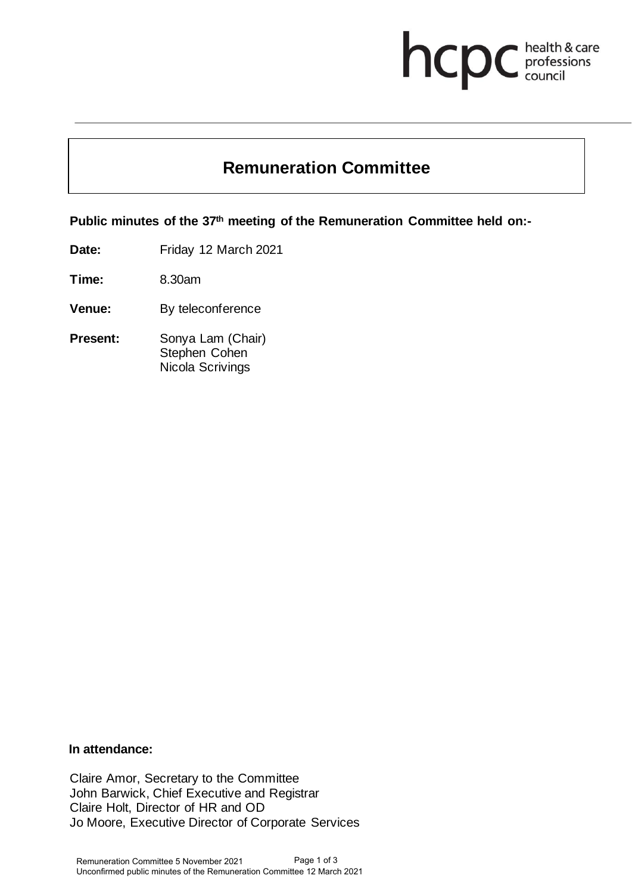# Remuneration Committee

**Public minutes of the 37th meeting of the Remuneration Committee held on:-**

**Date:** Friday 12 March 2021

**Time:** 8.30am

**Venue:** By teleconference

**Present:** Sonya Lam (Chair)
Stephen Cohen
Nicola Scrivings

**In attendance:**

Claire Amor, Secretary to the Committee
John Barwick, Chief Executive and Registrar
Claire Holt, Director of HR and OD
Jo Moore, Executive Director of Corporate Services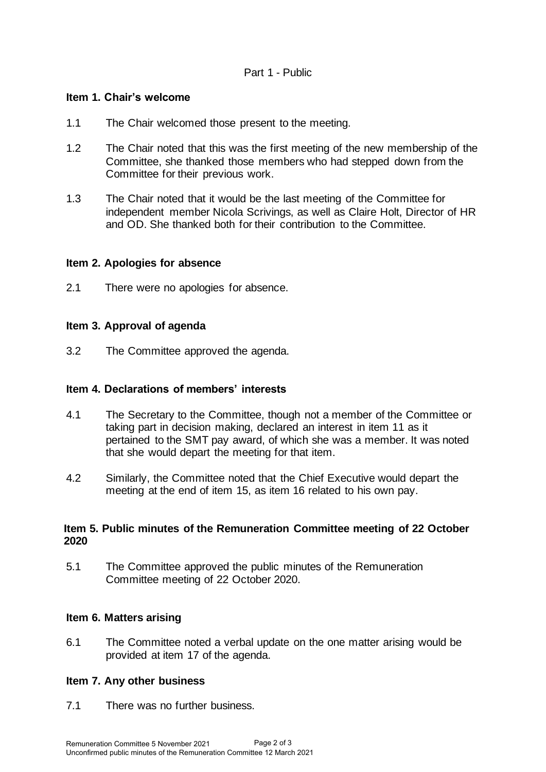Part 1 - Public

## Item 1. Chair's welcome

1.1 The Chair welcomed those present to the meeting.

1.2 The Chair noted that this was the first meeting of the new membership of the Committee, she thanked those members who had stepped down from the Committee for their previous work.

1.3 The Chair noted that it would be the last meeting of the Committee for independent member Nicola Scrivings, as well as Claire Holt, Director of HR and OD. She thanked both for their contribution to the Committee.

## Item 2. Apologies for absence

2.1 There were no apologies for absence.

## Item 3. Approval of agenda

3.2 The Committee approved the agenda.

## Item 4. Declarations of members' interests

4.1 The Secretary to the Committee, though not a member of the Committee or taking part in decision making, declared an interest in item 11 as it pertained to the SMT pay award, of which she was a member. It was noted that she would depart the meeting for that item.

4.2 Similarly, the Committee noted that the Chief Executive would depart the meeting at the end of item 15, as item 16 related to his own pay.

## Item 5. Public minutes of the Remuneration Committee meeting of 22 October 2020

5.1 The Committee approved the public minutes of the Remuneration Committee meeting of 22 October 2020.

## Item 6. Matters arising

6.1 The Committee noted a verbal update on the one matter arising would be provided at item 17 of the agenda.

## Item 7. Any other business

7.1 There was no further business.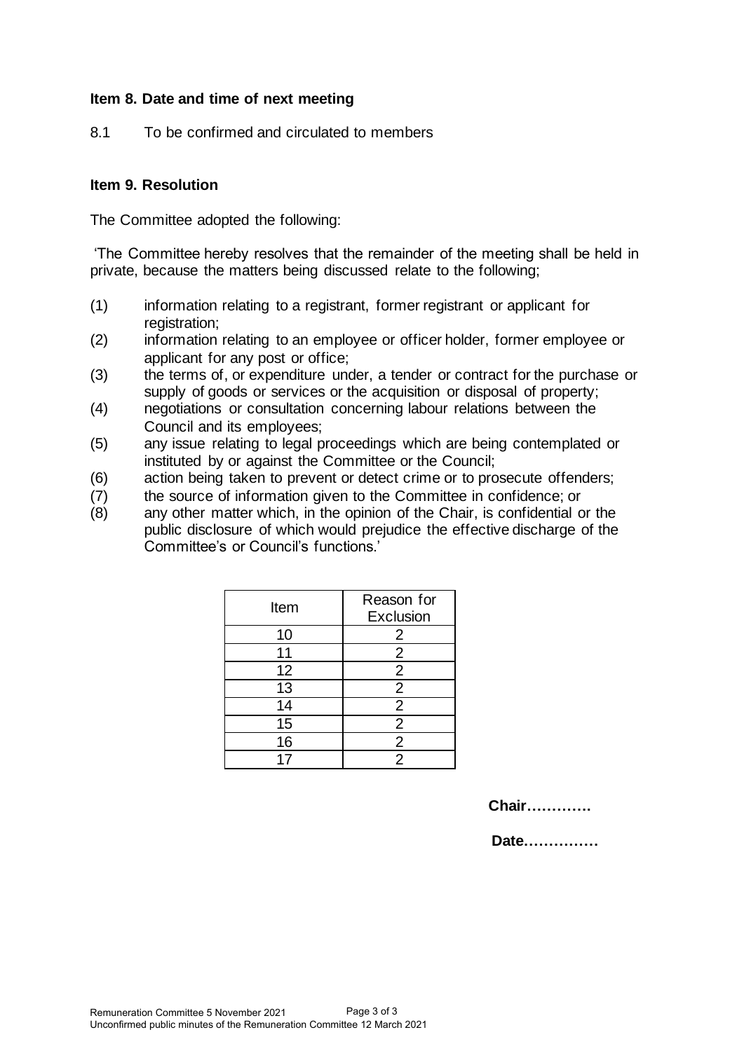**Item 8. Date and time of next meeting**

8.1 To be confirmed and circulated to members

**Item 9. Resolution**

The Committee adopted the following:

'The Committee hereby resolves that the remainder of the meeting shall be held in private, because the matters being discussed relate to the following;

(1) information relating to a registrant, former registrant or applicant for registration;
(2) information relating to an employee or officer holder, former employee or applicant for any post or office;
(3) the terms of, or expenditure under, a tender or contract for the purchase or supply of goods or services or the acquisition or disposal of property;
(4) negotiations or consultation concerning labour relations between the Council and its employees;
(5) any issue relating to legal proceedings which are being contemplated or instituted by or against the Committee or the Council;
(6) action being taken to prevent or detect crime or to prosecute offenders;
(7) the source of information given to the Committee in confidence; or
(8) any other matter which, in the opinion of the Chair, is confidential or the public disclosure of which would prejudice the effective discharge of the Committee's or Council's functions.'

| Item | Reason for Exclusion |
|---|---|
| 10 | 2 |
| 11 | 2 |
| 12 | 2 |
| 13 | 2 |
| 14 | 2 |
| 15 | 2 |
| 16 | 2 |
| 17 | 2 |

**Chair………….**

**Date……………**

Remuneration Committee 5 November 2021
Unconfirmed public minutes of the Remuneration Committee 12 March 2021